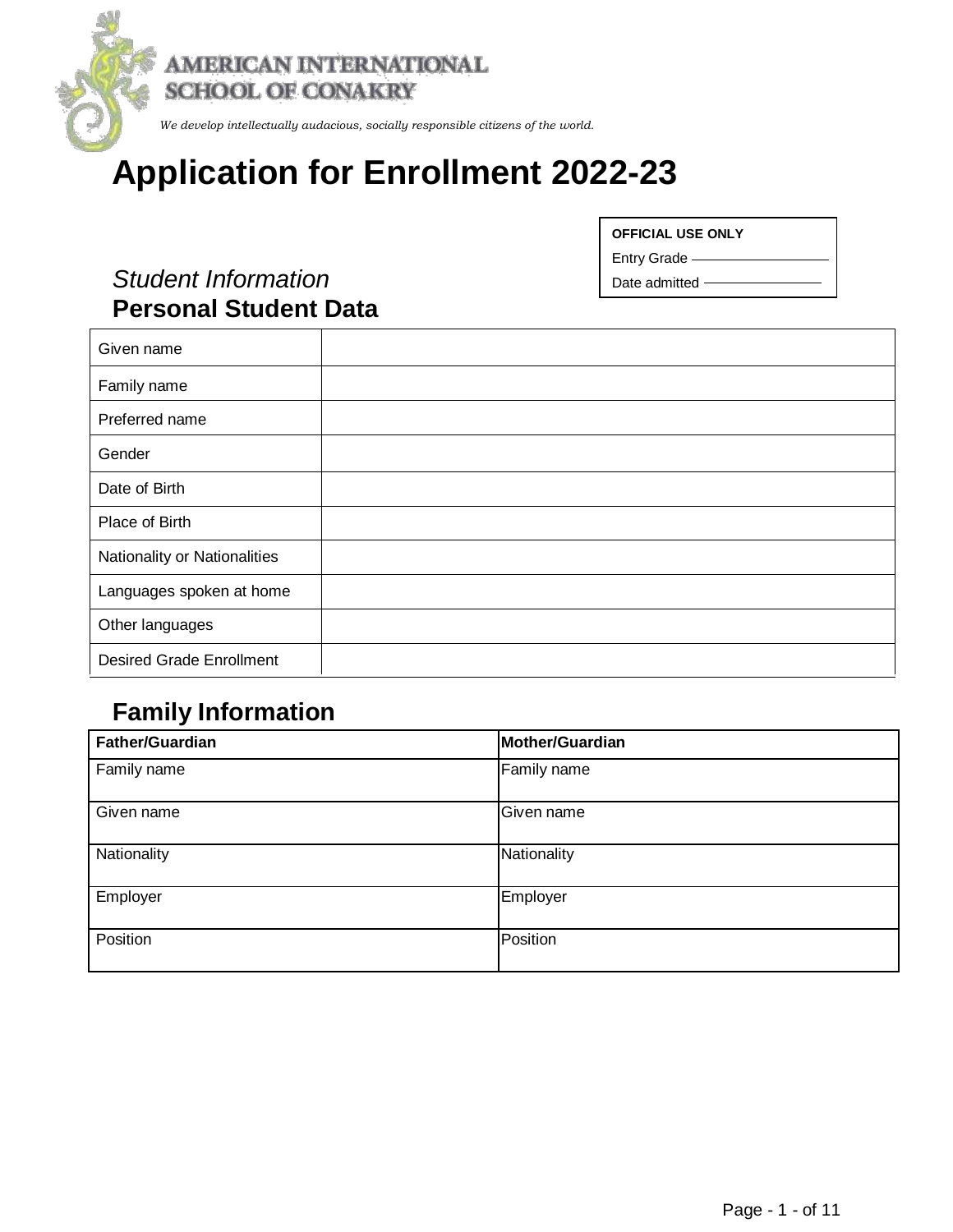AMERICAN INTERNATIONAL SCHOOL OF CONAKRY

*We develop intellectually audacious, socially responsible citizens of the world.*

# Application for Enrollment 2022-23

| OFFICIAL USE ONLY |
| --- |
| Entry Grade |
| Date admitted |

*Student Information*

## Personal Student Data

| Given name | |
| --- | --- |
| Family name | |
| Preferred name | |
| Gender | |
| Date of Birth | |
| Place of Birth | |
| Nationality or Nationalities | |
| Languages spoken at home | |
| Other languages | |
| Desired Grade Enrollment | |

## Family Information

| Father/Guardian | Mother/Guardian |
| --- | --- |
| Family name | Family name |
| Given name | Given name |
| Nationality | Nationality |
| Employer | Employer |
| Position | Position |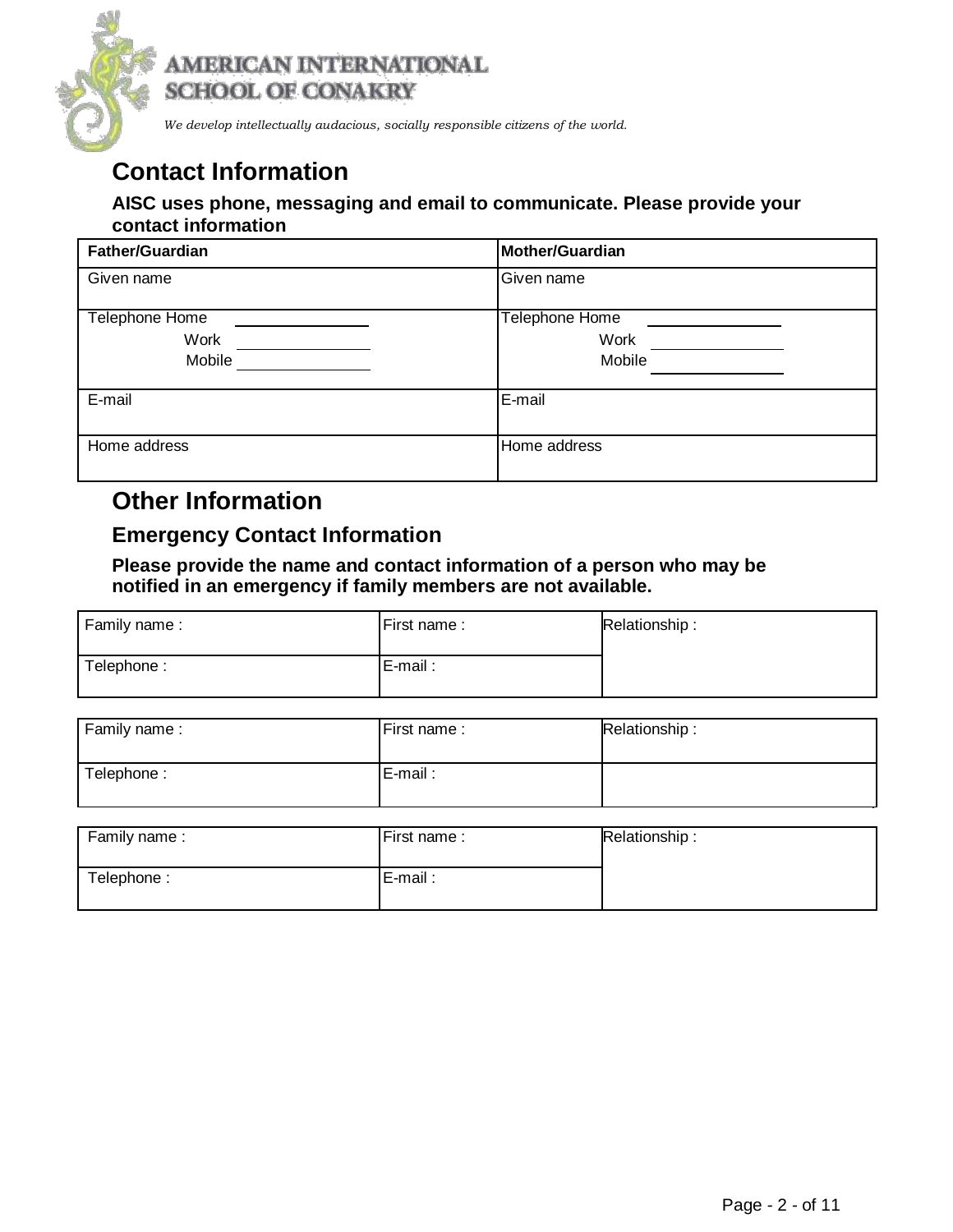AMERICAN INTERNATIONAL SCHOOL OF CONAKRY

*We develop intellectually audacious, socially responsible citizens of the world.*

## Contact Information

**AISC uses phone, messaging and email to communicate. Please provide your contact information**

| **Father/Guardian** | **Mother/Guardian** |
|---|---|
| Given name | Given name |
| Telephone Home \_\_\_\_\_\_\_\_\_\_\_\_ Work \_\_\_\_\_\_\_\_\_\_\_\_ Mobile \_\_\_\_\_\_\_\_\_\_\_\_ | Telephone Home \_\_\_\_\_\_\_\_\_\_\_\_ Work \_\_\_\_\_\_\_\_\_\_\_\_ Mobile \_\_\_\_\_\_\_\_\_\_\_\_ |
| E-mail | E-mail |
| Home address | Home address |

## Other Information

### Emergency Contact Information

**Please provide the name and contact information of a person who may be notified in an emergency if family members are not available.**

| Family name : | First name : | Relationship : |
|---|---|---|
| Telephone : | E-mail : | |

| Family name : | First name : | Relationship : |
|---|---|---|
| Telephone : | E-mail : | |

| Family name : | First name : | Relationship : |
|---|---|---|
| Telephone : | E-mail : | |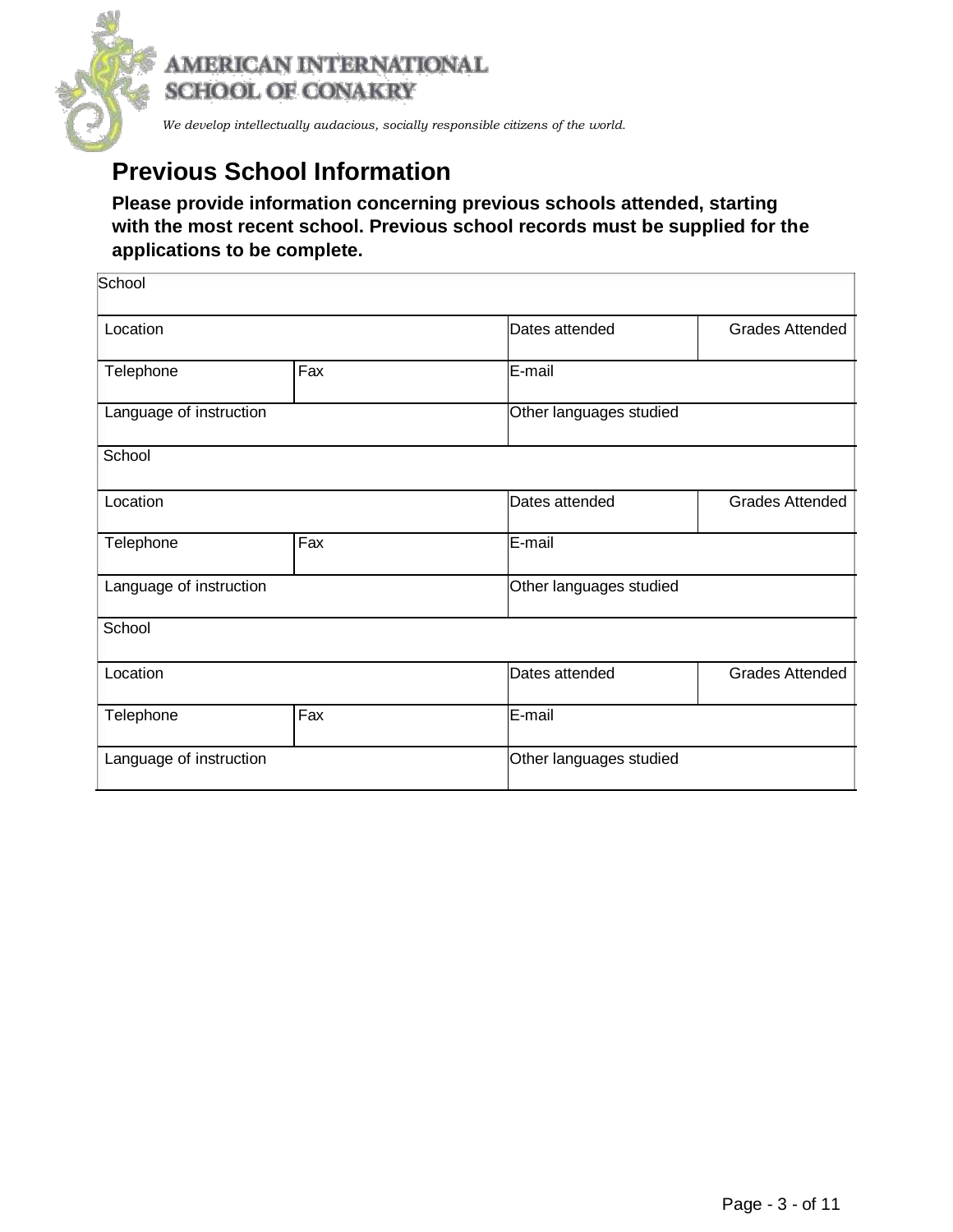AMERICAN INTERNATIONAL
SCHOOL OF CONAKRY

*We develop intellectually audacious, socially responsible citizens of the world.*

## Previous School Information

**Please provide information concerning previous schools attended, starting with the most recent school. Previous school records must be supplied for the applications to be complete.**

| School | | | |
|---|---|---|---|
| Location | | Dates attended | Grades Attended |
| Telephone | Fax | E-mail | |
| Language of instruction | | Other languages studied | |
| School | | | |
| Location | | Dates attended | Grades Attended |
| Telephone | Fax | E-mail | |
| Language of instruction | | Other languages studied | |
| School | | | |
| Location | | Dates attended | Grades Attended |
| Telephone | Fax | E-mail | |
| Language of instruction | | Other languages studied | |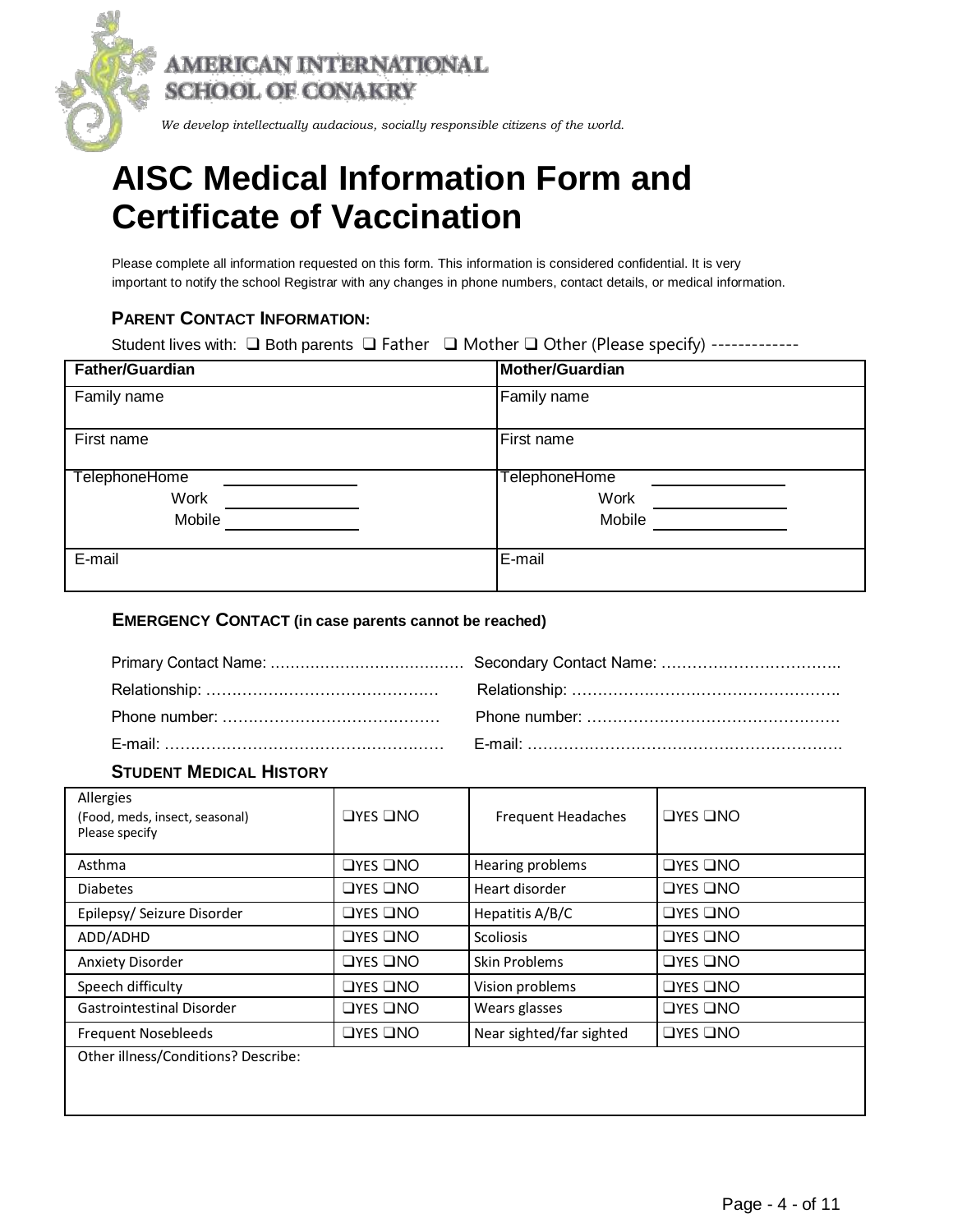AMERICAN INTERNATIONAL SCHOOL OF CONAKRY

*We develop intellectually audacious, socially responsible citizens of the world.*

# AISC Medical Information Form and Certificate of Vaccination

Please complete all information requested on this form. This information is considered confidential. It is very important to notify the school Registrar with any changes in phone numbers, contact details, or medical information.

### PARENT CONTACT INFORMATION:

Student lives with: ❑ Both parents ❑ Father ❑ Mother ❑ Other (Please specify) -------------

| Father/Guardian | Mother/Guardian |
|---|---|
| Family name | Family name |
| First name | First name |
| TelephoneHome \_\_\_\_\_\_\_\_\_\_<br>Work \_\_\_\_\_\_\_\_\_\_<br>Mobile \_\_\_\_\_\_\_\_\_\_ | TelephoneHome \_\_\_\_\_\_\_\_\_\_<br>Work \_\_\_\_\_\_\_\_\_\_<br>Mobile \_\_\_\_\_\_\_\_\_\_ |
| E-mail | E-mail |

### EMERGENCY CONTACT (in case parents cannot be reached)

Primary Contact Name: ………………………………… Secondary Contact Name: ……………………………..

Relationship: ……………………………………… Relationship: …………………………………………….

Phone number: …………………………………… Phone number: ……………………………………………

E-mail: ……………………………………………… E-mail: ……………………………………………………

### STUDENT MEDICAL HISTORY

| Allergies<br>(Food, meds, insect, seasonal)<br>Please specify | ❑YES ❑NO | Frequent Headaches | ❑YES ❑NO |
|---|---|---|---|
| Asthma | ❑YES ❑NO | Hearing problems | ❑YES ❑NO |
| Diabetes | ❑YES ❑NO | Heart disorder | ❑YES ❑NO |
| Epilepsy/ Seizure Disorder | ❑YES ❑NO | Hepatitis A/B/C | ❑YES ❑NO |
| ADD/ADHD | ❑YES ❑NO | Scoliosis | ❑YES ❑NO |
| Anxiety Disorder | ❑YES ❑NO | Skin Problems | ❑YES ❑NO |
| Speech difficulty | ❑YES ❑NO | Vision problems | ❑YES ❑NO |
| Gastrointestinal Disorder | ❑YES ❑NO | Wears glasses | ❑YES ❑NO |
| Frequent Nosebleeds | ❑YES ❑NO | Near sighted/far sighted | ❑YES ❑NO |
| Other illness/Conditions? Describe: | | | |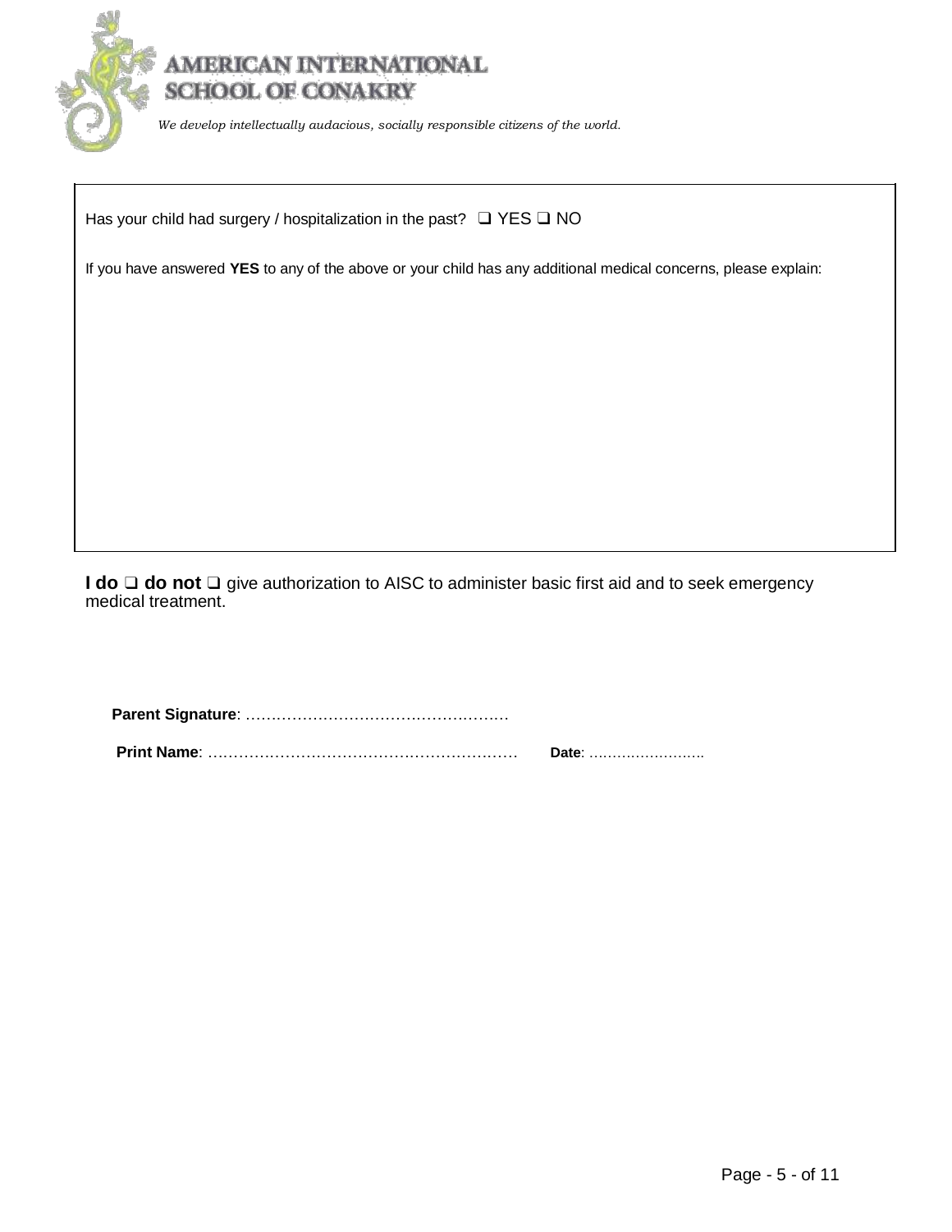# AMERICAN INTERNATIONAL SCHOOL OF CONAKRY

*We develop intellectually audacious, socially responsible citizens of the world.*

Has your child had surgery / hospitalization in the past? ❑ YES ❑ NO

If you have answered **YES** to any of the above or your child has any additional medical concerns, please explain:

**I do** ❑ **do not** ❑ give authorization to AISC to administer basic first aid and to seek emergency medical treatment.

**Parent Signature**: ……………………………………………

**Print Name**: ……………………………………………………  **Date**: ……………………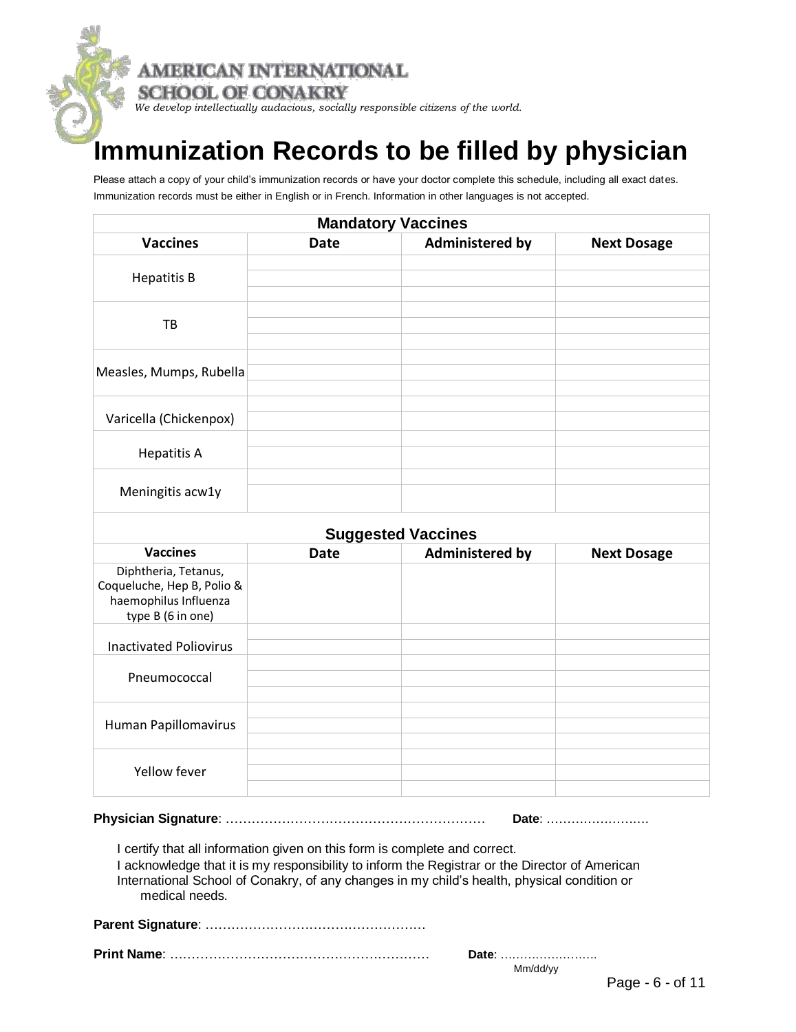AMERICAN INTERNATIONAL SCHOOL OF CONAKRY

*We develop intellectually audacious, socially responsible citizens of the world.*

# Immunization Records to be filled by physician

Please attach a copy of your child's immunization records or have your doctor complete this schedule, including all exact dates. Immunization records must be either in English or in French. Information in other languages is not accepted.

| Mandatory Vaccines | | | |
|---|---|---|---|
| **Vaccines** | **Date** | **Administered by** | **Next Dosage** |
| Hepatitis B | | | |
| | | | |
| | | | |
| TB | | | |
| | | | |
| | | | |
| Measles, Mumps, Rubella | | | |
| | | | |
| | | | |
| Varicella (Chickenpox) | | | |
| | | | |
| Hepatitis A | | | |
| | | | |
| Meningitis acw1y | | | |
| | | | |
| **Suggested Vaccines** | | | |
| **Vaccines** | **Date** | **Administered by** | **Next Dosage** |
| Diphtheria, Tetanus, Coqueluche, Hep B, Polio & haemophilus Influenza type B (6 in one) | | | |
| Inactivated Poliovirus | | | |
| | | | |
| Pneumococcal | | | |
| | | | |
| | | | |
| Human Papillomavirus | | | |
| | | | |
| | | | |
| Yellow fever | | | |
| | | | |
| | | | |

**Physician Signature**: ………………………………………………………… **Date**: ……………………

I certify that all information given on this form is complete and correct.
I acknowledge that it is my responsibility to inform the Registrar or the Director of American International School of Conakry, of any changes in my child's health, physical condition or medical needs.

**Parent Signature**: ……………………………………………

**Print Name**: …………………………………………………… **Date**: ……………………
Mm/dd/yy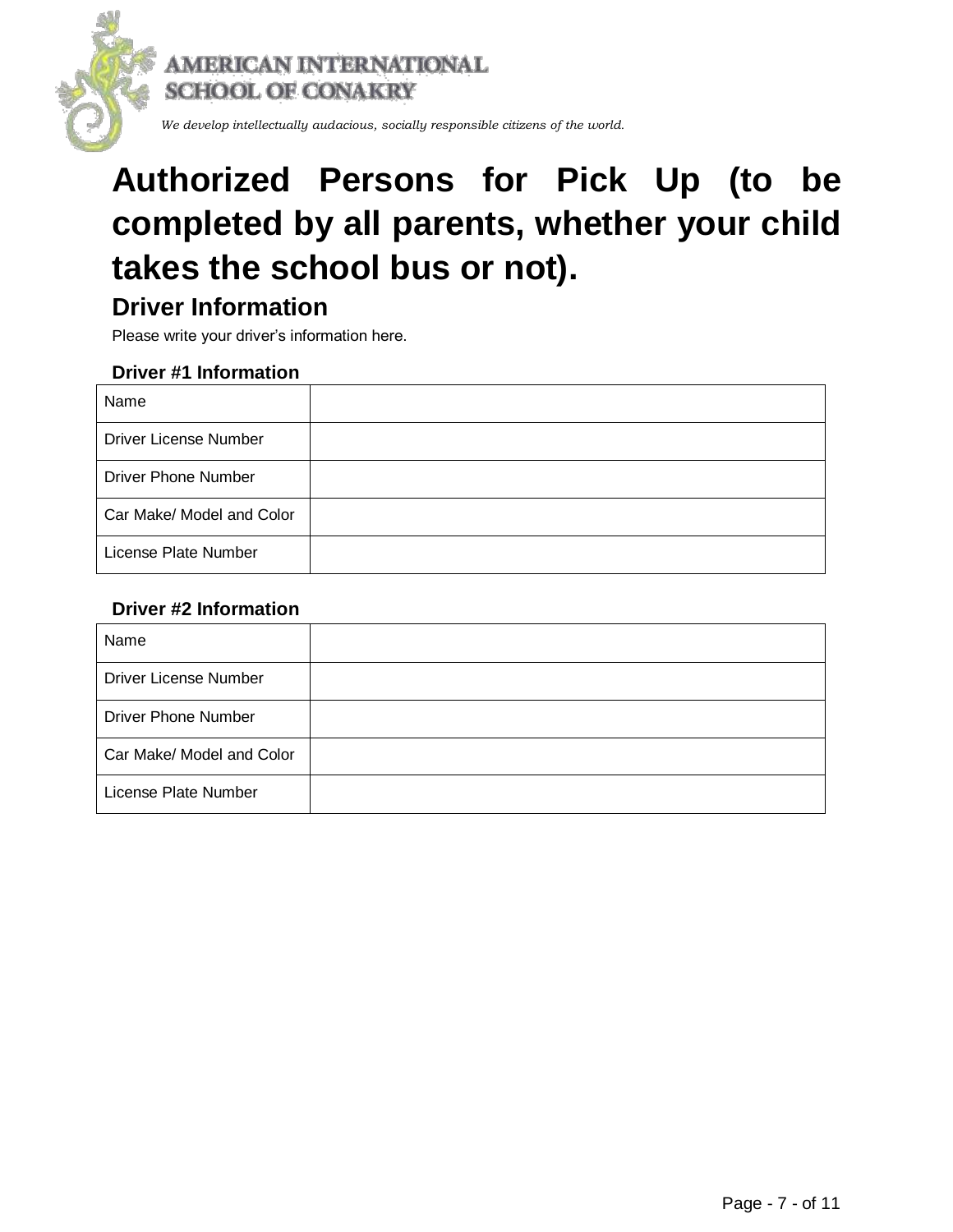AMERICAN INTERNATIONAL SCHOOL OF CONAKRY

*We develop intellectually audacious, socially responsible citizens of the world.*

# Authorized Persons for Pick Up (to be completed by all parents, whether your child takes the school bus or not).

## Driver Information

Please write your driver's information here.

### Driver #1 Information

| | |
|---|---|
| Name | |
| Driver License Number | |
| Driver Phone Number | |
| Car Make/ Model and Color | |
| License Plate Number | |

### Driver #2 Information

| | |
|---|---|
| Name | |
| Driver License Number | |
| Driver Phone Number | |
| Car Make/ Model and Color | |
| License Plate Number | |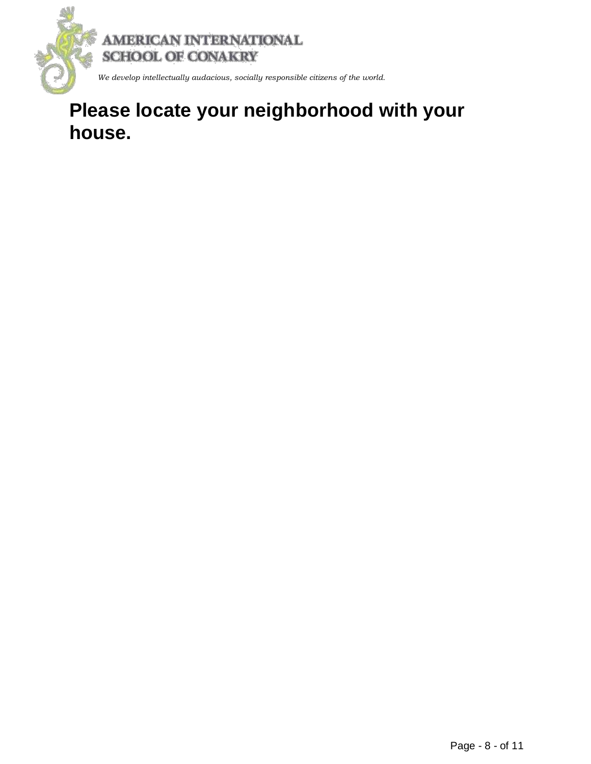AMERICAN INTERNATIONAL SCHOOL OF CONAKRY

*We develop intellectually audacious, socially responsible citizens of the world.*

# Please locate your neighborhood with your house.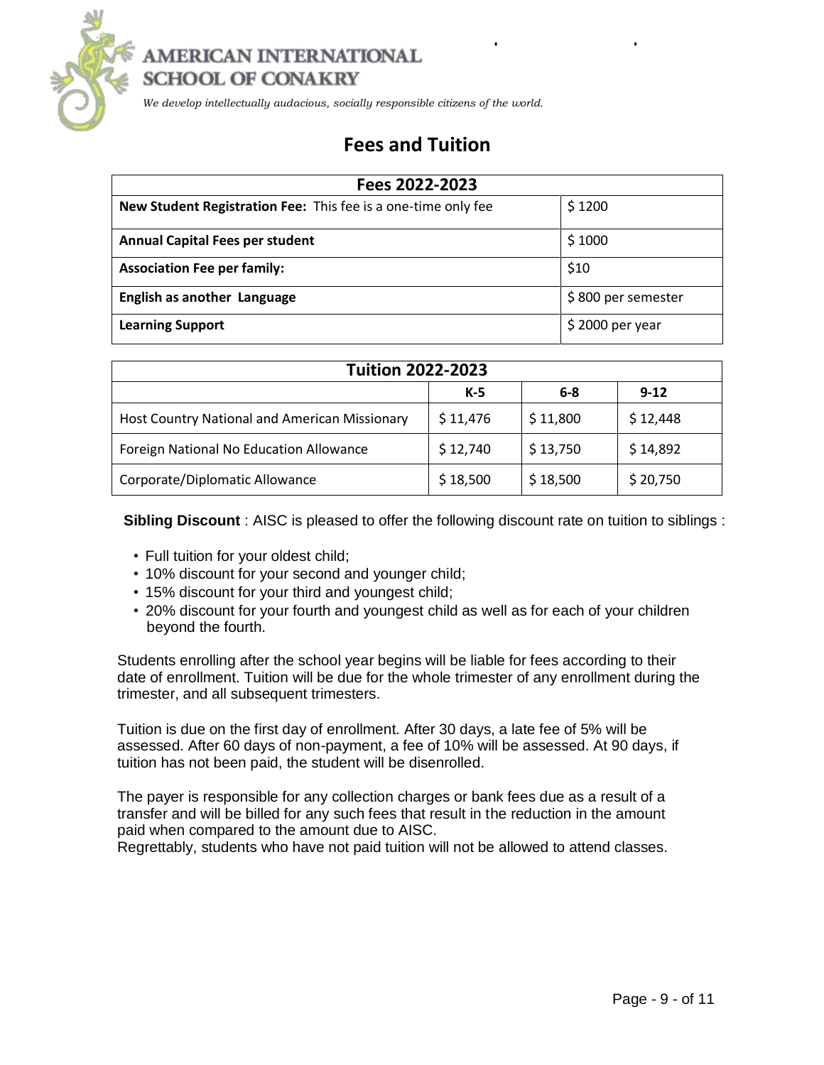AMERICAN INTERNATIONAL SCHOOL OF CONAKRY

*We develop intellectually audacious, socially responsible citizens of the world.*

# Fees and Tuition

| Fees 2022-2023 | |
|---|---|
| **New Student Registration Fee:** This fee is a one-time only fee | $ 1200 |
| **Annual Capital Fees per student** | $ 1000 |
| **Association Fee per family:** | $10 |
| **English as another Language** | $ 800 per semester |
| **Learning Support** | $ 2000 per year |

| Tuition 2022-2023 | | | |
|---|---|---|---|
| | **K-5** | **6-8** | **9-12** |
| Host Country National and American Missionary | $ 11,476 | $ 11,800 | $ 12,448 |
| Foreign National No Education Allowance | $ 12,740 | $ 13,750 | $ 14,892 |
| Corporate/Diplomatic Allowance | $ 18,500 | $ 18,500 | $ 20,750 |

**Sibling Discount** : AISC is pleased to offer the following discount rate on tuition to siblings :

- Full tuition for your oldest child;
- 10% discount for your second and younger child;
- 15% discount for your third and youngest child;
- 20% discount for your fourth and youngest child as well as for each of your children beyond the fourth.

Students enrolling after the school year begins will be liable for fees according to their date of enrollment. Tuition will be due for the whole trimester of any enrollment during the trimester, and all subsequent trimesters.

Tuition is due on the first day of enrollment. After 30 days, a late fee of 5% will be assessed. After 60 days of non-payment, a fee of 10% will be assessed. At 90 days, if tuition has not been paid, the student will be disenrolled.

The payer is responsible for any collection charges or bank fees due as a result of a transfer and will be billed for any such fees that result in the reduction in the amount paid when compared to the amount due to AISC.
Regrettably, students who have not paid tuition will not be allowed to attend classes.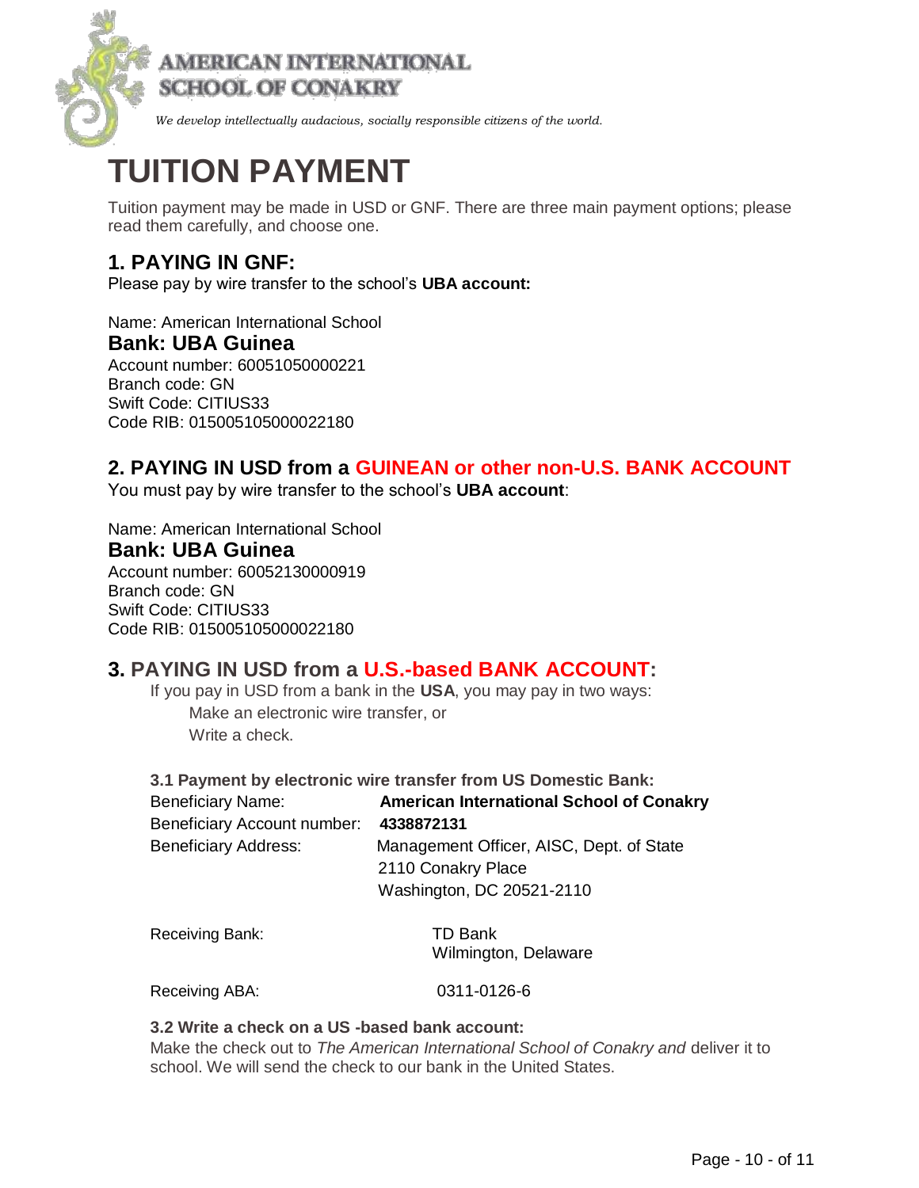AMERICAN INTERNATIONAL SCHOOL OF CONAKRY

*We develop intellectually audacious, socially responsible citizens of the world.*

# TUITION PAYMENT

Tuition payment may be made in USD or GNF. There are three main payment options; please read them carefully, and choose one.

## 1. PAYING IN GNF:

Please pay by wire transfer to the school's **UBA account:**

Name: American International School
**Bank: UBA Guinea**
Account number: 60051050000221
Branch code: GN
Swift Code: CITIUS33
Code RIB: 015005105000022180

## 2. PAYING IN USD from a GUINEAN or other non-U.S. BANK ACCOUNT

You must pay by wire transfer to the school's **UBA account**:

Name: American International School
**Bank: UBA Guinea**
Account number: 60052130000919
Branch code: GN
Swift Code: CITIUS33
Code RIB: 015005105000022180

## 3. PAYING IN USD from a U.S.-based BANK ACCOUNT:

If you pay in USD from a bank in the **USA**, you may pay in two ways:

- Make an electronic wire transfer, or
- Write a check.

### 3.1 Payment by electronic wire transfer from US Domestic Bank:

Beneficiary Name: **American International School of Conakry**
Beneficiary Account number: **4338872131**
Beneficiary Address: Management Officer, AISC, Dept. of State
2110 Conakry Place
Washington, DC 20521-2110

Receiving Bank: TD Bank
Wilmington, Delaware

Receiving ABA: 0311-0126-6

### 3.2 Write a check on a US -based bank account:

Make the check out to *The American International School of Conakry and* deliver it to school. We will send the check to our bank in the United States.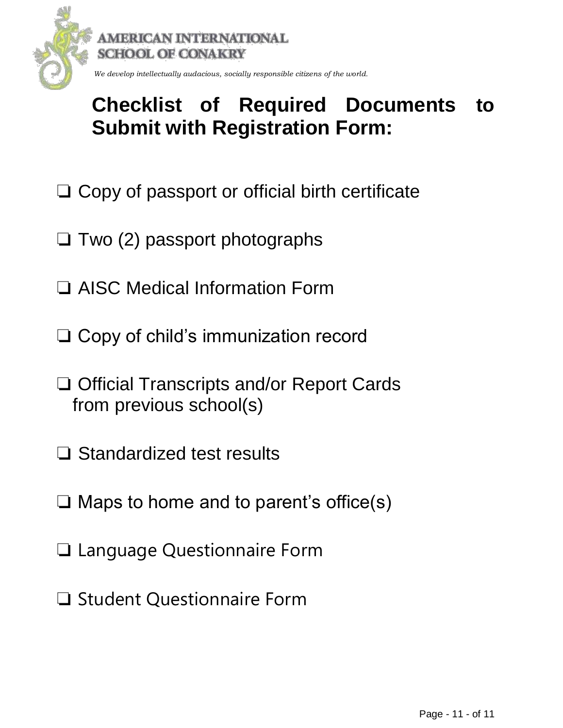AMERICAN INTERNATIONAL SCHOOL OF CONAKRY

*We develop intellectually audacious, socially responsible citizens of the world.*

# Checklist of Required Documents to Submit with Registration Form:

- ❑ Copy of passport or official birth certificate
- ❑ Two (2) passport photographs
- ❑ AISC Medical Information Form
- ❑ Copy of child's immunization record
- ❑ Official Transcripts and/or Report Cards from previous school(s)
- ❑ Standardized test results
- ❑ Maps to home and to parent's office(s)
- ❑ Language Questionnaire Form
- ❑ Student Questionnaire Form